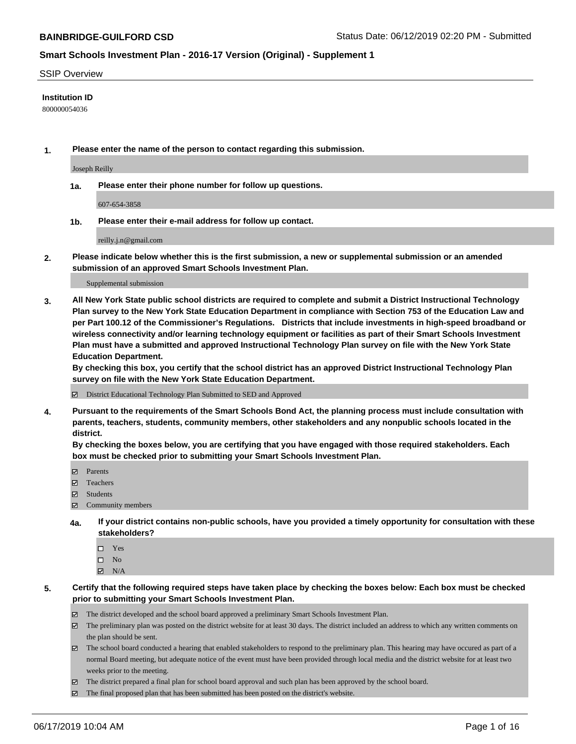**BAINBRIDGE-GUILFORD CSD** Status Date: 06/12/2019 02:20 PM - Submitted

**Smart Schools Investment Plan - 2016-17 Version (Original) - Supplement 1**

SSIP Overview

**Institution ID**

800000054036

**1. Please enter the name of the person to contact regarding this submission.**

Joseph Reilly

**1a. Please enter their phone number for follow up questions.**

607-654-3858

**1b. Please enter their e-mail address for follow up contact.**

reilly.j.n@gmail.com

**2. Please indicate below whether this is the first submission, a new or supplemental submission or an amended submission of an approved Smart Schools Investment Plan.**

Supplemental submission

**3. All New York State public school districts are required to complete and submit a District Instructional Technology Plan survey to the New York State Education Department in compliance with Section 753 of the Education Law and per Part 100.12 of the Commissioner's Regulations. Districts that include investments in high-speed broadband or wireless connectivity and/or learning technology equipment or facilities as part of their Smart Schools Investment Plan must have a submitted and approved Instructional Technology Plan survey on file with the New York State Education Department.**

**By checking this box, you certify that the school district has an approved District Instructional Technology Plan survey on file with the New York State Education Department.**

☑ District Educational Technology Plan Submitted to SED and Approved

**4. Pursuant to the requirements of the Smart Schools Bond Act, the planning process must include consultation with parents, teachers, students, community members, other stakeholders and any nonpublic schools located in the district.**

**By checking the boxes below, you are certifying that you have engaged with those required stakeholders. Each box must be checked prior to submitting your Smart Schools Investment Plan.**

☑ Parents
☑ Teachers
☑ Students
☑ Community members

**4a. If your district contains non-public schools, have you provided a timely opportunity for consultation with these stakeholders?**

☐ Yes
☐ No
☑ N/A

**5. Certify that the following required steps have taken place by checking the boxes below: Each box must be checked prior to submitting your Smart Schools Investment Plan.**

☑ The district developed and the school board approved a preliminary Smart Schools Investment Plan.
☑ The preliminary plan was posted on the district website for at least 30 days. The district included an address to which any written comments on the plan should be sent.
☑ The school board conducted a hearing that enabled stakeholders to respond to the preliminary plan. This hearing may have occured as part of a normal Board meeting, but adequate notice of the event must have been provided through local media and the district website for at least two weeks prior to the meeting.
☑ The district prepared a final plan for school board approval and such plan has been approved by the school board.
☑ The final proposed plan that has been submitted has been posted on the district's website.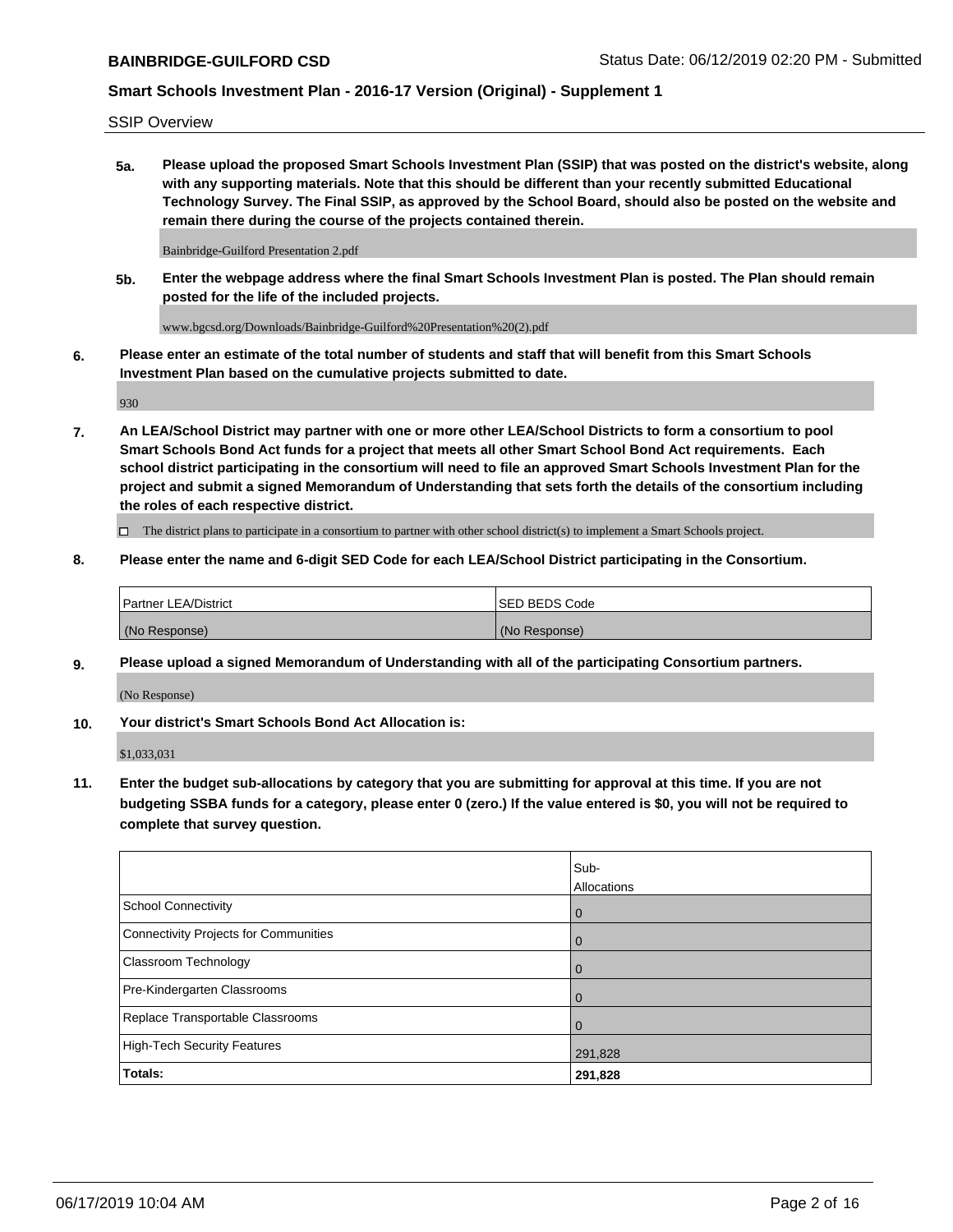SSIP Overview

**5a. Please upload the proposed Smart Schools Investment Plan (SSIP) that was posted on the district's website, along with any supporting materials. Note that this should be different than your recently submitted Educational Technology Survey. The Final SSIP, as approved by the School Board, should also be posted on the website and remain there during the course of the projects contained therein.**

Bainbridge-Guilford Presentation 2.pdf

**5b. Enter the webpage address where the final Smart Schools Investment Plan is posted. The Plan should remain posted for the life of the included projects.**

www.bgcsd.org/Downloads/Bainbridge-Guilford%20Presentation%20(2).pdf

**6. Please enter an estimate of the total number of students and staff that will benefit from this Smart Schools Investment Plan based on the cumulative projects submitted to date.**

930

**7. An LEA/School District may partner with one or more other LEA/School Districts to form a consortium to pool Smart Schools Bond Act funds for a project that meets all other Smart School Bond Act requirements. Each school district participating in the consortium will need to file an approved Smart Schools Investment Plan for the project and submit a signed Memorandum of Understanding that sets forth the details of the consortium including the roles of each respective district.**

☐ The district plans to participate in a consortium to partner with other school district(s) to implement a Smart Schools project.

**8. Please enter the name and 6-digit SED Code for each LEA/School District participating in the Consortium.**

| Partner LEA/District | SED BEDS Code |
|---|---|
| (No Response) | (No Response) |

**9. Please upload a signed Memorandum of Understanding with all of the participating Consortium partners.**

(No Response)

**10. Your district's Smart Schools Bond Act Allocation is:**

$1,033,031

**11. Enter the budget sub-allocations by category that you are submitting for approval at this time. If you are not budgeting SSBA funds for a category, please enter 0 (zero.) If the value entered is $0, you will not be required to complete that survey question.**

| | Sub-Allocations |
|---|---|
| School Connectivity | 0 |
| Connectivity Projects for Communities | 0 |
| Classroom Technology | 0 |
| Pre-Kindergarten Classrooms | 0 |
| Replace Transportable Classrooms | 0 |
| High-Tech Security Features | 291,828 |
| **Totals:** | **291,828** |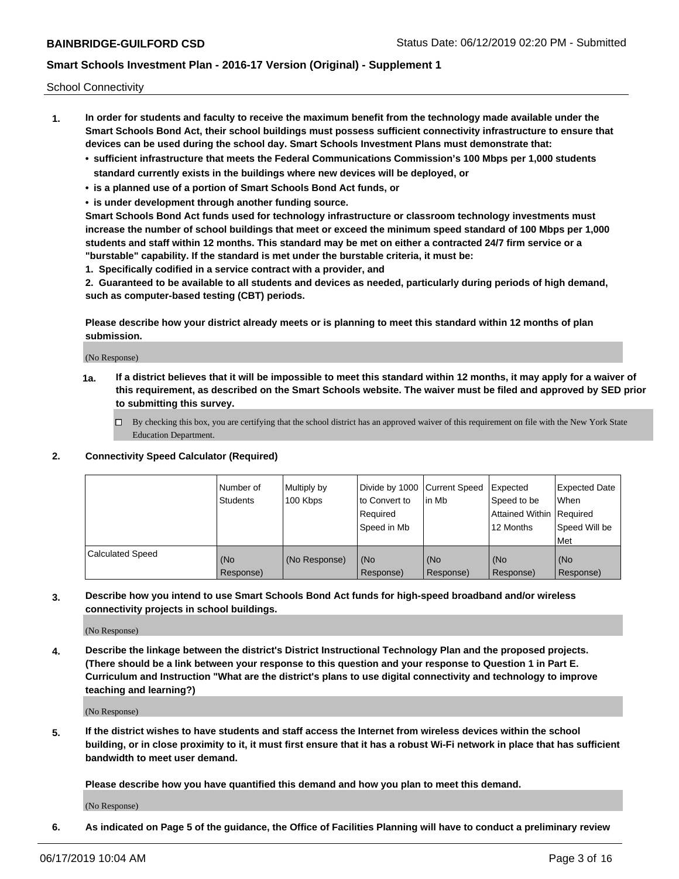School Connectivity

1. **In order for students and faculty to receive the maximum benefit from the technology made available under the Smart Schools Bond Act, their school buildings must possess sufficient connectivity infrastructure to ensure that devices can be used during the school day. Smart Schools Investment Plans must demonstrate that:**
   - **sufficient infrastructure that meets the Federal Communications Commission's 100 Mbps per 1,000 students standard currently exists in the buildings where new devices will be deployed, or**
   - **is a planned use of a portion of Smart Schools Bond Act funds, or**
   - **is under development through another funding source.**

   **Smart Schools Bond Act funds used for technology infrastructure or classroom technology investments must increase the number of school buildings that meet or exceed the minimum speed standard of 100 Mbps per 1,000 students and staff within 12 months. This standard may be met on either a contracted 24/7 firm service or a "burstable" capability. If the standard is met under the burstable criteria, it must be:**

   **1. Specifically codified in a service contract with a provider, and**

   **2. Guaranteed to be available to all students and devices as needed, particularly during periods of high demand, such as computer-based testing (CBT) periods.**

   **Please describe how your district already meets or is planning to meet this standard within 12 months of plan submission.**

   (No Response)

   **1a. If a district believes that it will be impossible to meet this standard within 12 months, it may apply for a waiver of this requirement, as described on the Smart Schools website. The waiver must be filed and approved by SED prior to submitting this survey.**

   ☐ By checking this box, you are certifying that the school district has an approved waiver of this requirement on file with the New York State Education Department.

2. **Connectivity Speed Calculator (Required)**

| | Number of Students | Multiply by 100 Kbps | Divide by 1000 to Convert to Required Speed in Mb | Current Speed in Mb | Expected Speed to be Attained Within 12 Months | Expected Date When Required Speed Will be Met |
|---|---|---|---|---|---|---|
| Calculated Speed | (No Response) | (No Response) | (No Response) | (No Response) | (No Response) | (No Response) |

3. **Describe how you intend to use Smart Schools Bond Act funds for high-speed broadband and/or wireless connectivity projects in school buildings.**

   (No Response)

4. **Describe the linkage between the district's District Instructional Technology Plan and the proposed projects. (There should be a link between your response to this question and your response to Question 1 in Part E. Curriculum and Instruction "What are the district's plans to use digital connectivity and technology to improve teaching and learning?)**

   (No Response)

5. **If the district wishes to have students and staff access the Internet from wireless devices within the school building, or in close proximity to it, it must first ensure that it has a robust Wi-Fi network in place that has sufficient bandwidth to meet user demand.**

   **Please describe how you have quantified this demand and how you plan to meet this demand.**

   (No Response)

6. **As indicated on Page 5 of the guidance, the Office of Facilities Planning will have to conduct a preliminary review**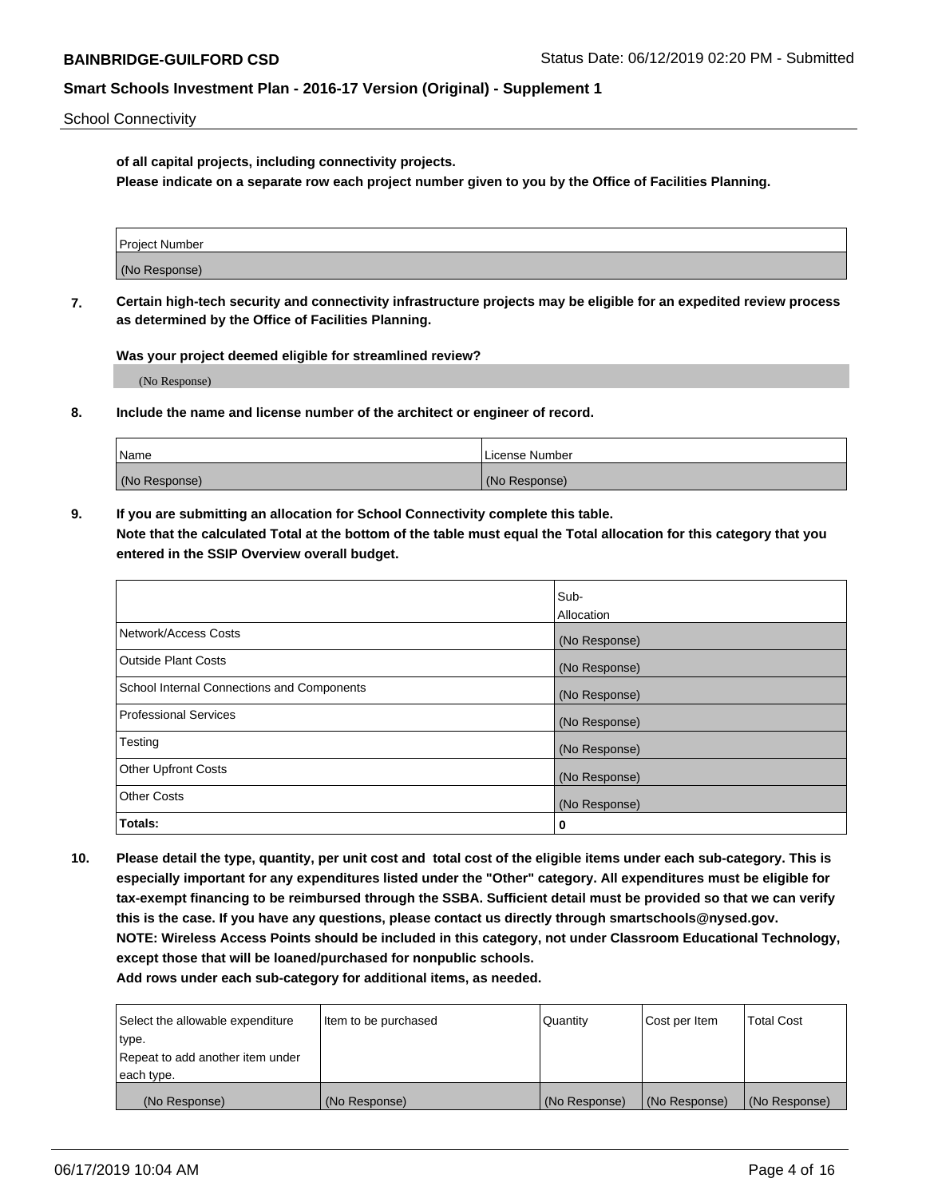**of all capital projects, including connectivity projects.**

**Please indicate on a separate row each project number given to you by the Office of Facilities Planning.**

| Project Number |
| --- |
| (No Response) |

**7. Certain high-tech security and connectivity infrastructure projects may be eligible for an expedited review process as determined by the Office of Facilities Planning.**

**Was your project deemed eligible for streamlined review?**

(No Response)

**8. Include the name and license number of the architect or engineer of record.**

| Name | License Number |
| --- | --- |
| (No Response) | (No Response) |

**9. If you are submitting an allocation for School Connectivity complete this table.**
**Note that the calculated Total at the bottom of the table must equal the Total allocation for this category that you entered in the SSIP Overview overall budget.**

| | Sub-Allocation |
| --- | --- |
| Network/Access Costs | (No Response) |
| Outside Plant Costs | (No Response) |
| School Internal Connections and Components | (No Response) |
| Professional Services | (No Response) |
| Testing | (No Response) |
| Other Upfront Costs | (No Response) |
| Other Costs | (No Response) |
| **Totals:** | **0** |

**10. Please detail the type, quantity, per unit cost and total cost of the eligible items under each sub-category. This is especially important for any expenditures listed under the "Other" category. All expenditures must be eligible for tax-exempt financing to be reimbursed through the SSBA. Sufficient detail must be provided so that we can verify this is the case. If you have any questions, please contact us directly through smartschools@nysed.gov.**
**NOTE: Wireless Access Points should be included in this category, not under Classroom Educational Technology, except those that will be loaned/purchased for nonpublic schools.**
**Add rows under each sub-category for additional items, as needed.**

| Select the allowable expenditure type. Repeat to add another item under each type. | Item to be purchased | Quantity | Cost per Item | Total Cost |
| --- | --- | --- | --- | --- |
| (No Response) | (No Response) | (No Response) | (No Response) | (No Response) |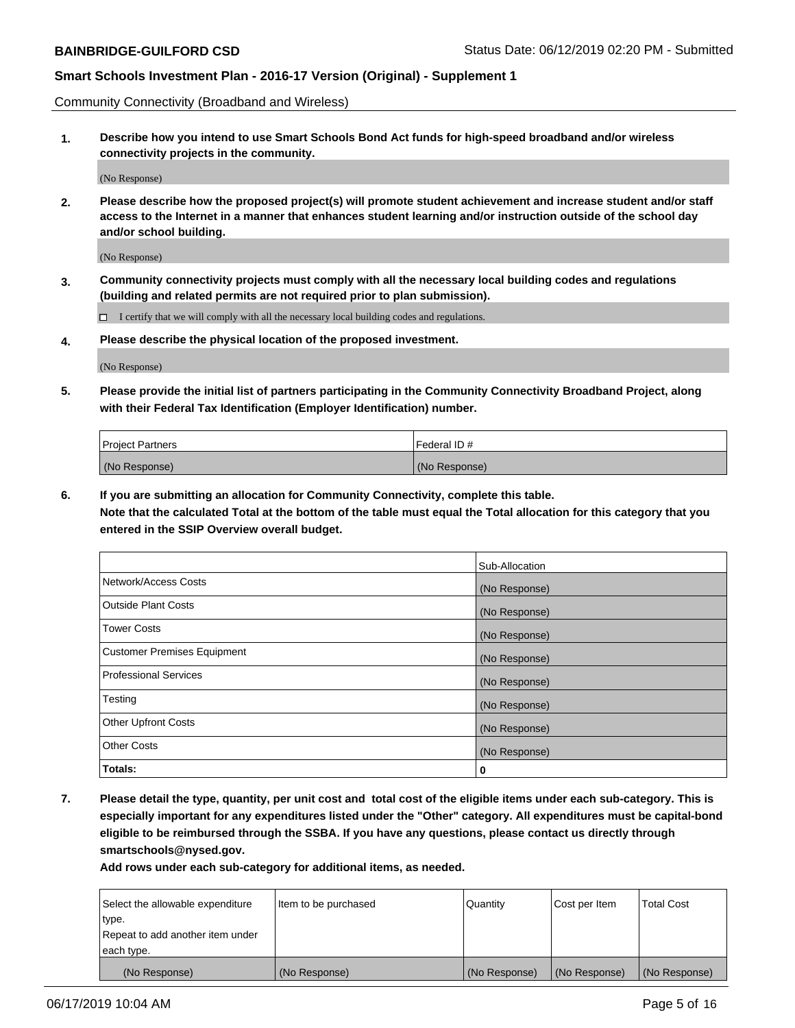Community Connectivity (Broadband and Wireless)

**1. Describe how you intend to use Smart Schools Bond Act funds for high-speed broadband and/or wireless connectivity projects in the community.**

(No Response)

**2. Please describe how the proposed project(s) will promote student achievement and increase student and/or staff access to the Internet in a manner that enhances student learning and/or instruction outside of the school day and/or school building.**

(No Response)

**3. Community connectivity projects must comply with all the necessary local building codes and regulations (building and related permits are not required prior to plan submission).**

☐ I certify that we will comply with all the necessary local building codes and regulations.

**4. Please describe the physical location of the proposed investment.**

(No Response)

**5. Please provide the initial list of partners participating in the Community Connectivity Broadband Project, along with their Federal Tax Identification (Employer Identification) number.**

| Project Partners | Federal ID # |
|---|---|
| (No Response) | (No Response) |

**6. If you are submitting an allocation for Community Connectivity, complete this table. Note that the calculated Total at the bottom of the table must equal the Total allocation for this category that you entered in the SSIP Overview overall budget.**

| | Sub-Allocation |
|---|---|
| Network/Access Costs | (No Response) |
| Outside Plant Costs | (No Response) |
| Tower Costs | (No Response) |
| Customer Premises Equipment | (No Response) |
| Professional Services | (No Response) |
| Testing | (No Response) |
| Other Upfront Costs | (No Response) |
| Other Costs | (No Response) |
| **Totals:** | **0** |

**7. Please detail the type, quantity, per unit cost and total cost of the eligible items under each sub-category. This is especially important for any expenditures listed under the "Other" category. All expenditures must be capital-bond eligible to be reimbursed through the SSBA. If you have any questions, please contact us directly through smartschools@nysed.gov.**

**Add rows under each sub-category for additional items, as needed.**

| Select the allowable expenditure type. Repeat to add another item under each type. | Item to be purchased | Quantity | Cost per Item | Total Cost |
|---|---|---|---|---|
| (No Response) | (No Response) | (No Response) | (No Response) | (No Response) |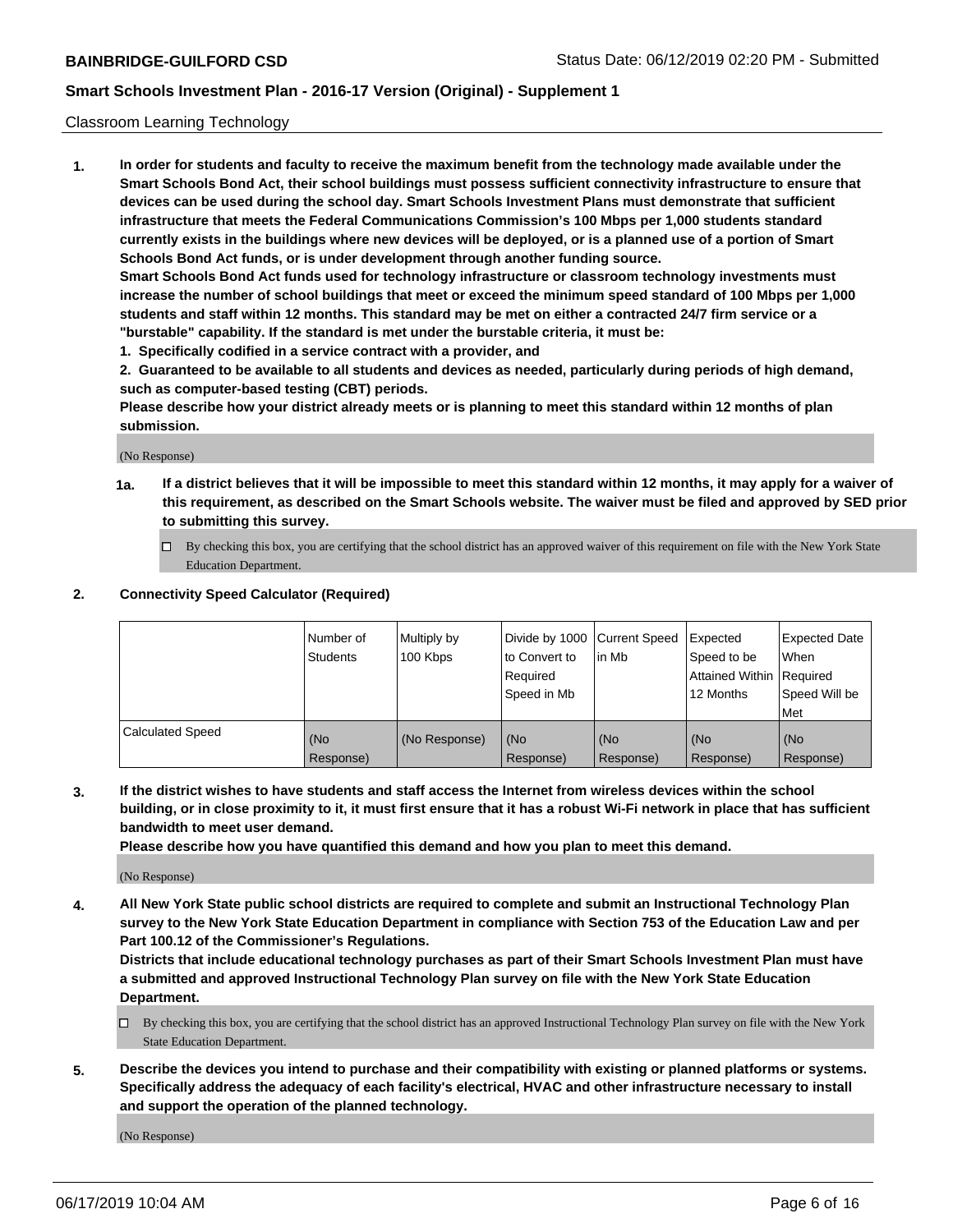Classroom Learning Technology

1. **In order for students and faculty to receive the maximum benefit from the technology made available under the Smart Schools Bond Act, their school buildings must possess sufficient connectivity infrastructure to ensure that devices can be used during the school day. Smart Schools Investment Plans must demonstrate that sufficient infrastructure that meets the Federal Communications Commission's 100 Mbps per 1,000 students standard currently exists in the buildings where new devices will be deployed, or is a planned use of a portion of Smart Schools Bond Act funds, or is under development through another funding source.**
   **Smart Schools Bond Act funds used for technology infrastructure or classroom technology investments must increase the number of school buildings that meet or exceed the minimum speed standard of 100 Mbps per 1,000 students and staff within 12 months. This standard may be met on either a contracted 24/7 firm service or a "burstable" capability. If the standard is met under the burstable criteria, it must be:**
   **1. Specifically codified in a service contract with a provider, and**
   **2. Guaranteed to be available to all students and devices as needed, particularly during periods of high demand, such as computer-based testing (CBT) periods.**
   **Please describe how your district already meets or is planning to meet this standard within 12 months of plan submission.**

   (No Response)

   **1a. If a district believes that it will be impossible to meet this standard within 12 months, it may apply for a waiver of this requirement, as described on the Smart Schools website. The waiver must be filed and approved by SED prior to submitting this survey.**

   ☐ By checking this box, you are certifying that the school district has an approved waiver of this requirement on file with the New York State Education Department.

2. **Connectivity Speed Calculator (Required)**

| | Number of Students | Multiply by 100 Kbps | Divide by 1000 to Convert to Required Speed in Mb | Current Speed in Mb | Expected Speed to be Attained Within 12 Months | Expected Date When Required Speed Will be Met |
|---|---|---|---|---|---|---|
| Calculated Speed | (No Response) | (No Response) | (No Response) | (No Response) | (No Response) | (No Response) |

3. **If the district wishes to have students and staff access the Internet from wireless devices within the school building, or in close proximity to it, it must first ensure that it has a robust Wi-Fi network in place that has sufficient bandwidth to meet user demand.**
   **Please describe how you have quantified this demand and how you plan to meet this demand.**

   (No Response)

4. **All New York State public school districts are required to complete and submit an Instructional Technology Plan survey to the New York State Education Department in compliance with Section 753 of the Education Law and per Part 100.12 of the Commissioner's Regulations.**
   **Districts that include educational technology purchases as part of their Smart Schools Investment Plan must have a submitted and approved Instructional Technology Plan survey on file with the New York State Education Department.**

   ☐ By checking this box, you are certifying that the school district has an approved Instructional Technology Plan survey on file with the New York State Education Department.

5. **Describe the devices you intend to purchase and their compatibility with existing or planned platforms or systems. Specifically address the adequacy of each facility's electrical, HVAC and other infrastructure necessary to install and support the operation of the planned technology.**

   (No Response)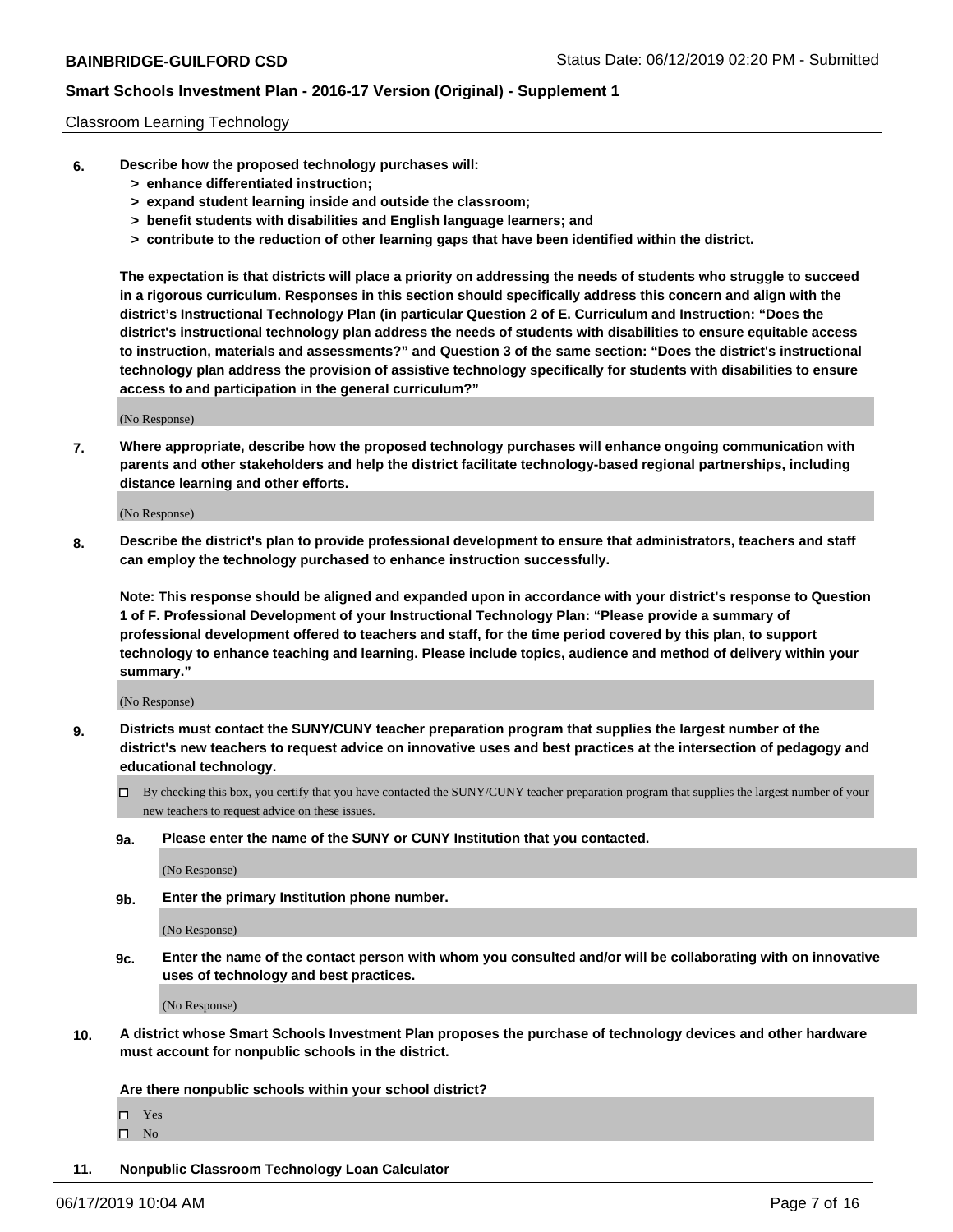Classroom Learning Technology

**6. Describe how the proposed technology purchases will:**
   - **> enhance differentiated instruction;**
   - **> expand student learning inside and outside the classroom;**
   - **> benefit students with disabilities and English language learners; and**
   - **> contribute to the reduction of other learning gaps that have been identified within the district.**

**The expectation is that districts will place a priority on addressing the needs of students who struggle to succeed in a rigorous curriculum. Responses in this section should specifically address this concern and align with the district's Instructional Technology Plan (in particular Question 2 of E. Curriculum and Instruction: "Does the district's instructional technology plan address the needs of students with disabilities to ensure equitable access to instruction, materials and assessments?" and Question 3 of the same section: "Does the district's instructional technology plan address the provision of assistive technology specifically for students with disabilities to ensure access to and participation in the general curriculum?"**

(No Response)

**7. Where appropriate, describe how the proposed technology purchases will enhance ongoing communication with parents and other stakeholders and help the district facilitate technology-based regional partnerships, including distance learning and other efforts.**

(No Response)

**8. Describe the district's plan to provide professional development to ensure that administrators, teachers and staff can employ the technology purchased to enhance instruction successfully.**

**Note: This response should be aligned and expanded upon in accordance with your district's response to Question 1 of F. Professional Development of your Instructional Technology Plan: "Please provide a summary of professional development offered to teachers and staff, for the time period covered by this plan, to support technology to enhance teaching and learning. Please include topics, audience and method of delivery within your summary."**

(No Response)

**9. Districts must contact the SUNY/CUNY teacher preparation program that supplies the largest number of the district's new teachers to request advice on innovative uses and best practices at the intersection of pedagogy and educational technology.**

- ☐ By checking this box, you certify that you have contacted the SUNY/CUNY teacher preparation program that supplies the largest number of your new teachers to request advice on these issues.

**9a. Please enter the name of the SUNY or CUNY Institution that you contacted.**

(No Response)

**9b. Enter the primary Institution phone number.**

(No Response)

**9c. Enter the name of the contact person with whom you consulted and/or will be collaborating with on innovative uses of technology and best practices.**

(No Response)

**10. A district whose Smart Schools Investment Plan proposes the purchase of technology devices and other hardware must account for nonpublic schools in the district.**

**Are there nonpublic schools within your school district?**

- ☐ Yes
- ☐ No

**11. Nonpublic Classroom Technology Loan Calculator**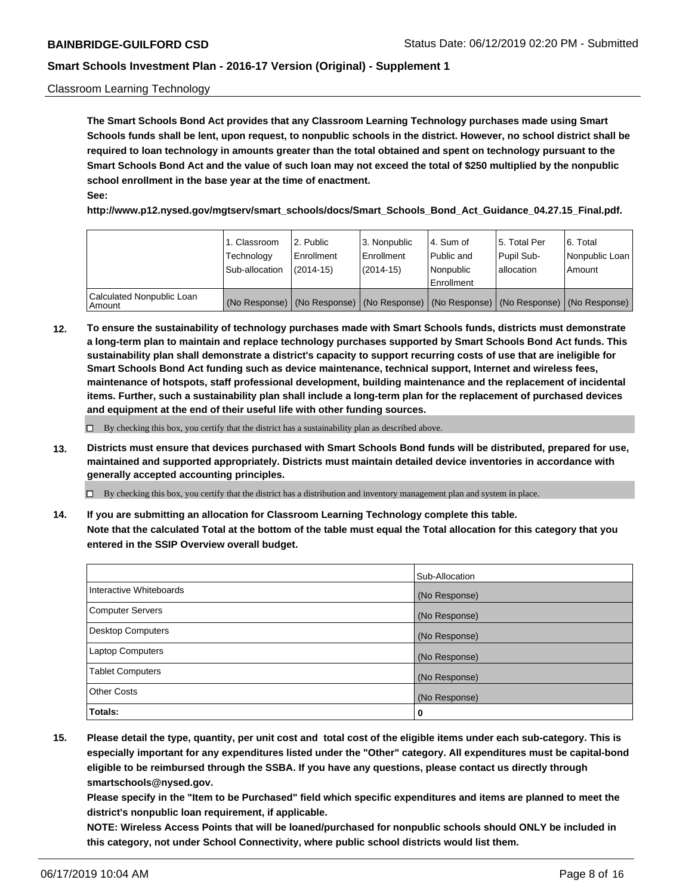Classroom Learning Technology

**The Smart Schools Bond Act provides that any Classroom Learning Technology purchases made using Smart Schools funds shall be lent, upon request, to nonpublic schools in the district. However, no school district shall be required to loan technology in amounts greater than the total obtained and spent on technology pursuant to the Smart Schools Bond Act and the value of such loan may not exceed the total of $250 multiplied by the nonpublic school enrollment in the base year at the time of enactment.**
**See:**
**http://www.p12.nysed.gov/mgtserv/smart_schools/docs/Smart_Schools_Bond_Act_Guidance_04.27.15_Final.pdf.**

| | 1. Classroom Technology Sub-allocation | 2. Public Enrollment (2014-15) | 3. Nonpublic Enrollment (2014-15) | 4. Sum of Public and Nonpublic Enrollment | 5. Total Per Pupil Sub-allocation | 6. Total Nonpublic Loan Amount |
|---|---|---|---|---|---|---|
| Calculated Nonpublic Loan Amount | (No Response) | (No Response) | (No Response) | (No Response) | (No Response) | (No Response) |

**12. To ensure the sustainability of technology purchases made with Smart Schools funds, districts must demonstrate a long-term plan to maintain and replace technology purchases supported by Smart Schools Bond Act funds. This sustainability plan shall demonstrate a district's capacity to support recurring costs of use that are ineligible for Smart Schools Bond Act funding such as device maintenance, technical support, Internet and wireless fees, maintenance of hotspots, staff professional development, building maintenance and the replacement of incidental items. Further, such a sustainability plan shall include a long-term plan for the replacement of purchased devices and equipment at the end of their useful life with other funding sources.**

☐ By checking this box, you certify that the district has a sustainability plan as described above.

**13. Districts must ensure that devices purchased with Smart Schools Bond funds will be distributed, prepared for use, maintained and supported appropriately. Districts must maintain detailed device inventories in accordance with generally accepted accounting principles.**

☐ By checking this box, you certify that the district has a distribution and inventory management plan and system in place.

**14. If you are submitting an allocation for Classroom Learning Technology complete this table. Note that the calculated Total at the bottom of the table must equal the Total allocation for this category that you entered in the SSIP Overview overall budget.**

| | Sub-Allocation |
|---|---|
| Interactive Whiteboards | (No Response) |
| Computer Servers | (No Response) |
| Desktop Computers | (No Response) |
| Laptop Computers | (No Response) |
| Tablet Computers | (No Response) |
| Other Costs | (No Response) |
| **Totals:** | **0** |

**15. Please detail the type, quantity, per unit cost and total cost of the eligible items under each sub-category. This is especially important for any expenditures listed under the "Other" category. All expenditures must be capital-bond eligible to be reimbursed through the SSBA. If you have any questions, please contact us directly through smartschools@nysed.gov.**
**Please specify in the "Item to be Purchased" field which specific expenditures and items are planned to meet the district's nonpublic loan requirement, if applicable.**
**NOTE: Wireless Access Points that will be loaned/purchased for nonpublic schools should ONLY be included in this category, not under School Connectivity, where public school districts would list them.**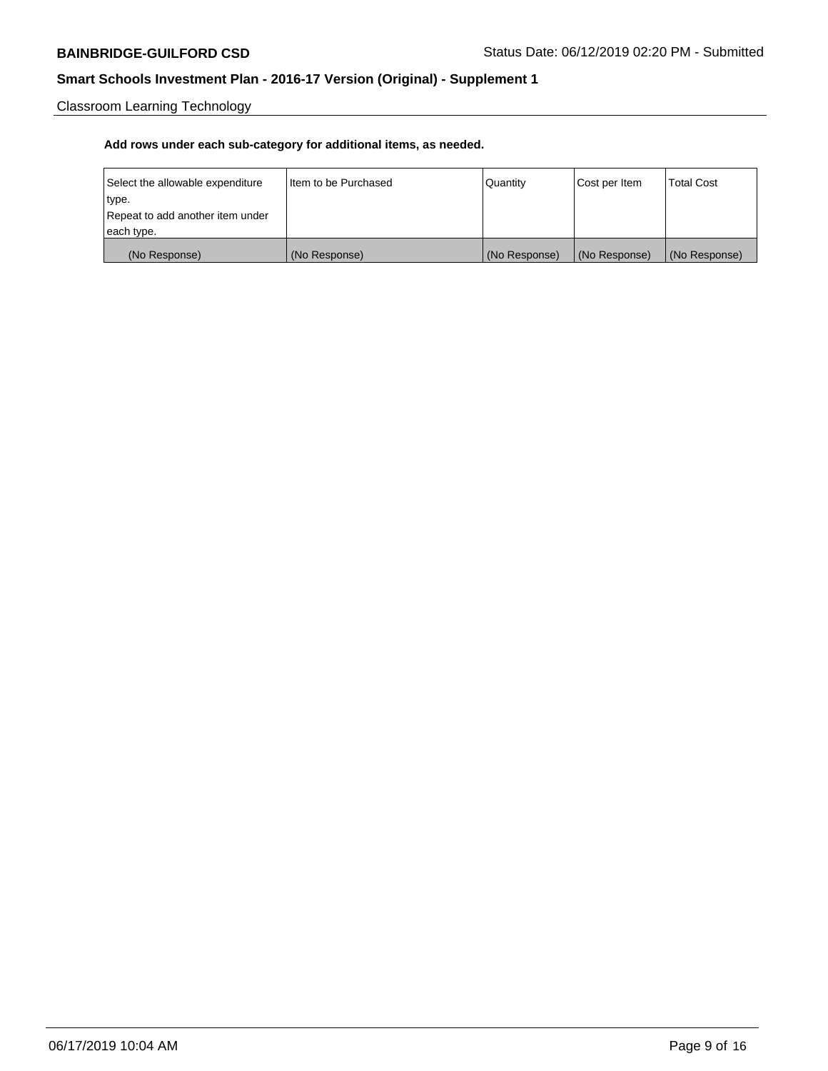Classroom Learning Technology

**Add rows under each sub-category for additional items, as needed.**

| Select the allowable expenditure type. Repeat to add another item under each type. | Item to be Purchased | Quantity | Cost per Item | Total Cost |
|---|---|---|---|---|
| (No Response) | (No Response) | (No Response) | (No Response) | (No Response) |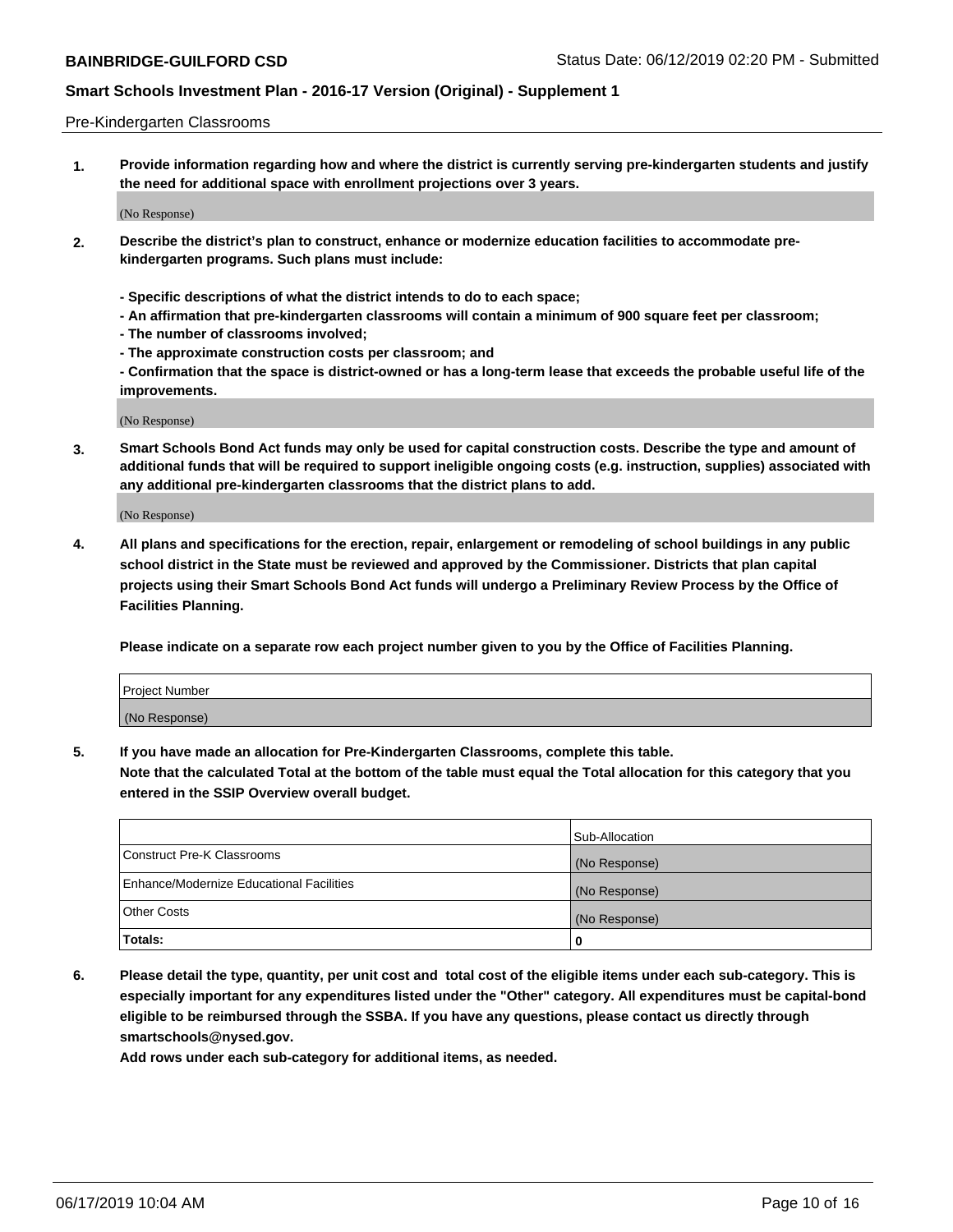Pre-Kindergarten Classrooms

**1. Provide information regarding how and where the district is currently serving pre-kindergarten students and justify the need for additional space with enrollment projections over 3 years.**

(No Response)

**2. Describe the district's plan to construct, enhance or modernize education facilities to accommodate pre-kindergarten programs. Such plans must include:**

**- Specific descriptions of what the district intends to do to each space;**
**- An affirmation that pre-kindergarten classrooms will contain a minimum of 900 square feet per classroom;**
**- The number of classrooms involved;**
**- The approximate construction costs per classroom; and**
**- Confirmation that the space is district-owned or has a long-term lease that exceeds the probable useful life of the improvements.**

(No Response)

**3. Smart Schools Bond Act funds may only be used for capital construction costs. Describe the type and amount of additional funds that will be required to support ineligible ongoing costs (e.g. instruction, supplies) associated with any additional pre-kindergarten classrooms that the district plans to add.**

(No Response)

**4. All plans and specifications for the erection, repair, enlargement or remodeling of school buildings in any public school district in the State must be reviewed and approved by the Commissioner. Districts that plan capital projects using their Smart Schools Bond Act funds will undergo a Preliminary Review Process by the Office of Facilities Planning.**

**Please indicate on a separate row each project number given to you by the Office of Facilities Planning.**

| Project Number |
| --- |
| (No Response) |

**5. If you have made an allocation for Pre-Kindergarten Classrooms, complete this table.**
**Note that the calculated Total at the bottom of the table must equal the Total allocation for this category that you entered in the SSIP Overview overall budget.**

| | Sub-Allocation |
| --- | --- |
| Construct Pre-K Classrooms | (No Response) |
| Enhance/Modernize Educational Facilities | (No Response) |
| Other Costs | (No Response) |
| **Totals:** | **0** |

**6. Please detail the type, quantity, per unit cost and total cost of the eligible items under each sub-category. This is especially important for any expenditures listed under the "Other" category. All expenditures must be capital-bond eligible to be reimbursed through the SSBA. If you have any questions, please contact us directly through smartschools@nysed.gov.**
**Add rows under each sub-category for additional items, as needed.**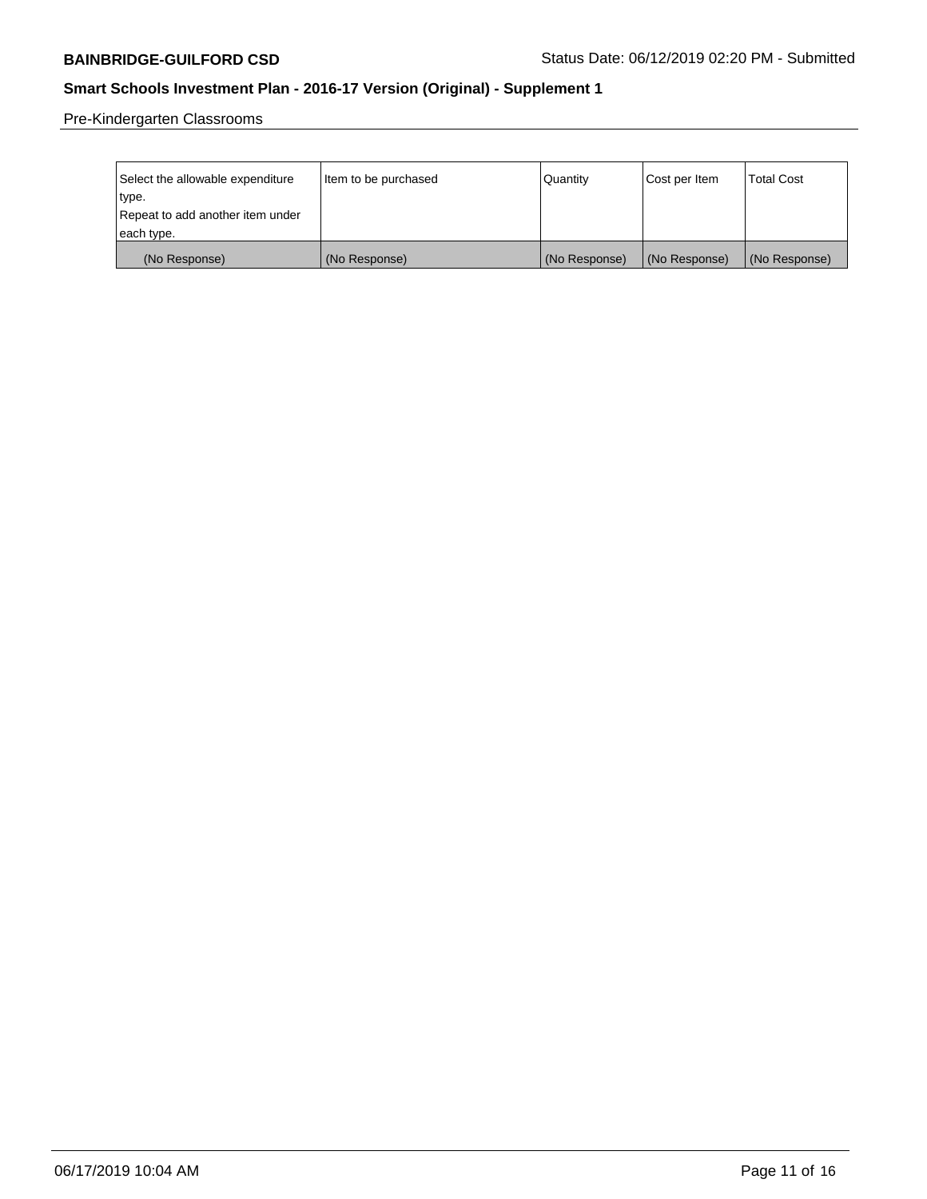Pre-Kindergarten Classrooms

| Select the allowable expenditure type. Repeat to add another item under each type. | Item to be purchased | Quantity | Cost per Item | Total Cost |
|---|---|---|---|---|
| (No Response) | (No Response) | (No Response) | (No Response) | (No Response) |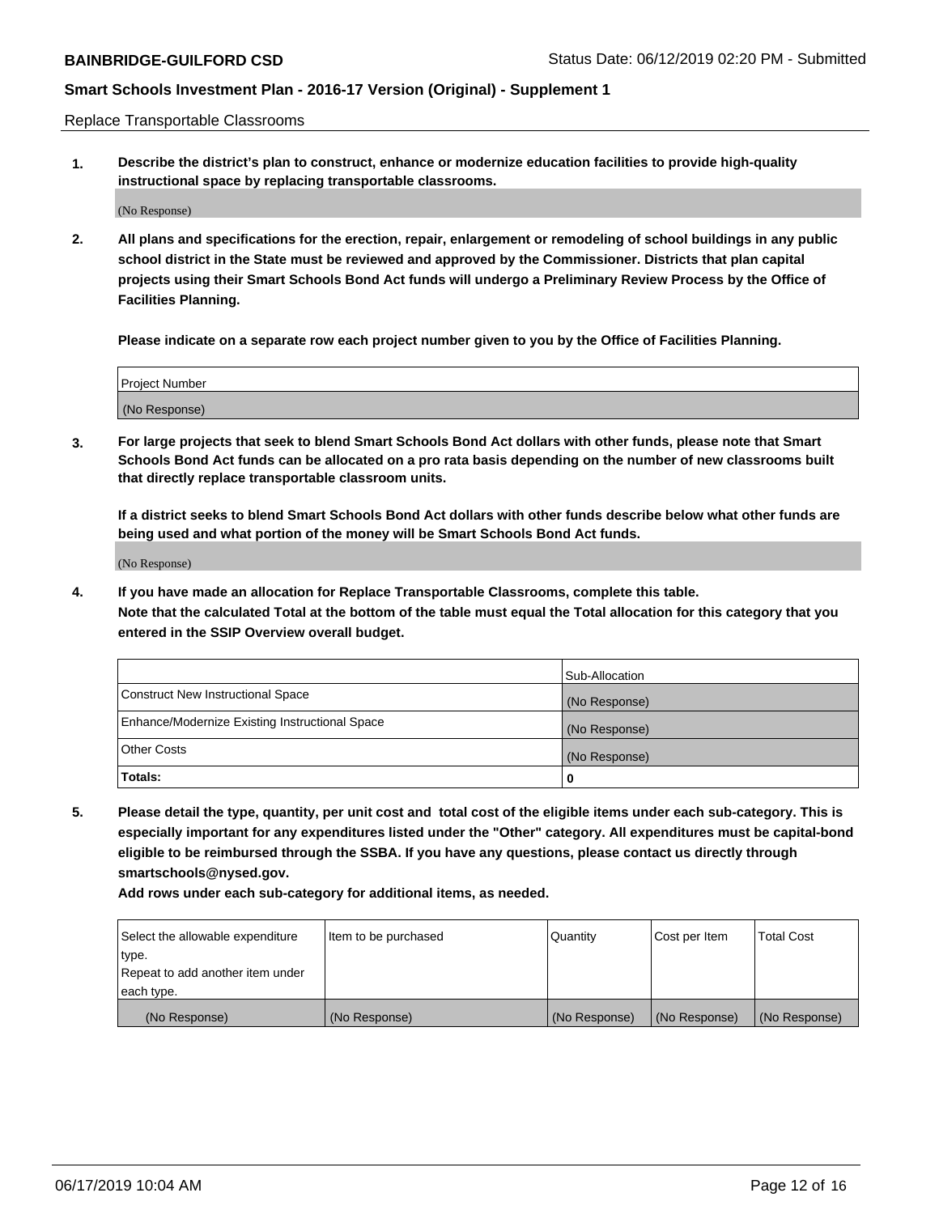Replace Transportable Classrooms

**1. Describe the district's plan to construct, enhance or modernize education facilities to provide high-quality instructional space by replacing transportable classrooms.**

(No Response)

**2. All plans and specifications for the erection, repair, enlargement or remodeling of school buildings in any public school district in the State must be reviewed and approved by the Commissioner. Districts that plan capital projects using their Smart Schools Bond Act funds will undergo a Preliminary Review Process by the Office of Facilities Planning.**

**Please indicate on a separate row each project number given to you by the Office of Facilities Planning.**

| Project Number |
| --- |
| (No Response) |

**3. For large projects that seek to blend Smart Schools Bond Act dollars with other funds, please note that Smart Schools Bond Act funds can be allocated on a pro rata basis depending on the number of new classrooms built that directly replace transportable classroom units.**

**If a district seeks to blend Smart Schools Bond Act dollars with other funds describe below what other funds are being used and what portion of the money will be Smart Schools Bond Act funds.**

(No Response)

**4. If you have made an allocation for Replace Transportable Classrooms, complete this table. Note that the calculated Total at the bottom of the table must equal the Total allocation for this category that you entered in the SSIP Overview overall budget.**

| | Sub-Allocation |
| --- | --- |
| Construct New Instructional Space | (No Response) |
| Enhance/Modernize Existing Instructional Space | (No Response) |
| Other Costs | (No Response) |
| **Totals:** | **0** |

**5. Please detail the type, quantity, per unit cost and total cost of the eligible items under each sub-category. This is especially important for any expenditures listed under the "Other" category. All expenditures must be capital-bond eligible to be reimbursed through the SSBA. If you have any questions, please contact us directly through smartschools@nysed.gov.**

**Add rows under each sub-category for additional items, as needed.**

| Select the allowable expenditure type. Repeat to add another item under each type. | Item to be purchased | Quantity | Cost per Item | Total Cost |
| --- | --- | --- | --- | --- |
| (No Response) | (No Response) | (No Response) | (No Response) | (No Response) |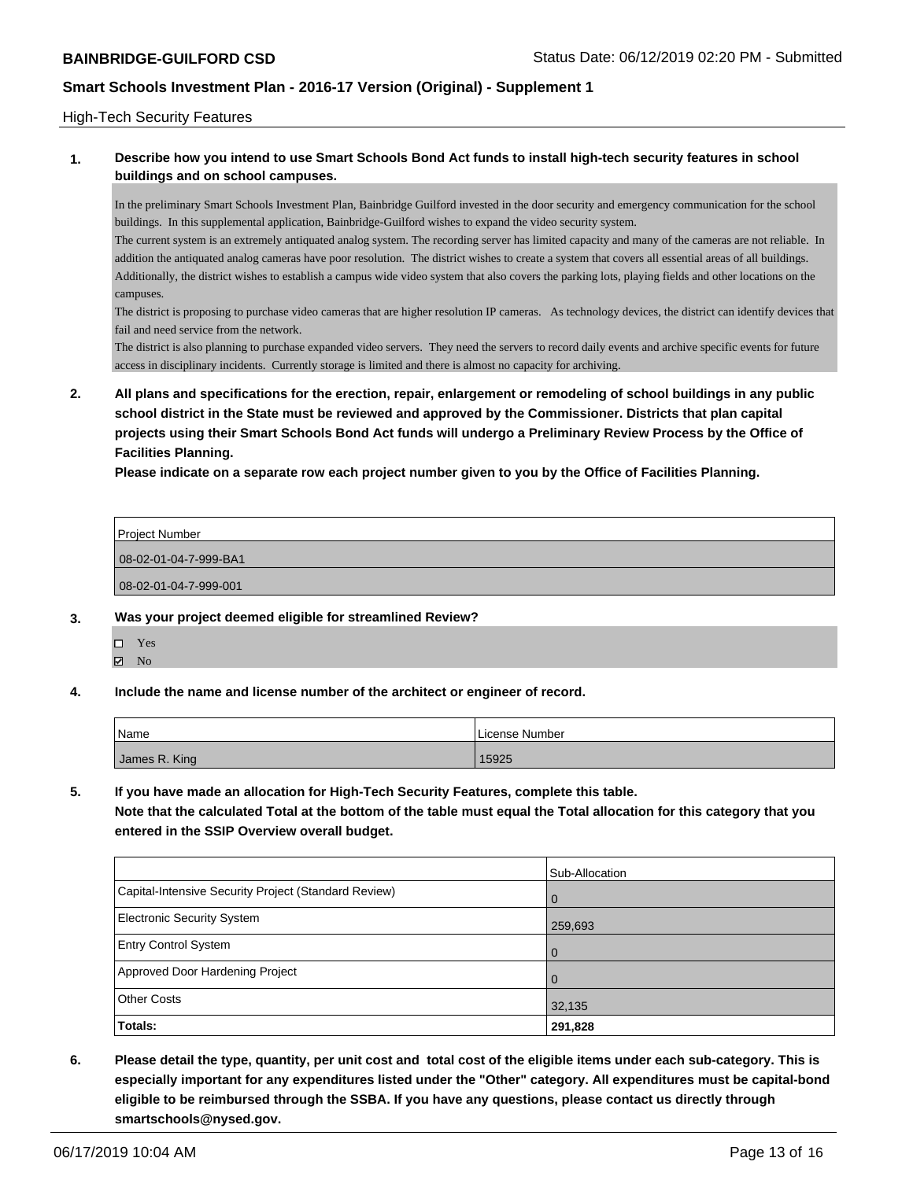High-Tech Security Features

**1. Describe how you intend to use Smart Schools Bond Act funds to install high-tech security features in school buildings and on school campuses.**

In the preliminary Smart Schools Investment Plan, Bainbridge Guilford invested in the door security and emergency communication for the school buildings. In this supplemental application, Bainbridge-Guilford wishes to expand the video security system.

The current system is an extremely antiquated analog system. The recording server has limited capacity and many of the cameras are not reliable. In addition the antiquated analog cameras have poor resolution. The district wishes to create a system that covers all essential areas of all buildings. Additionally, the district wishes to establish a campus wide video system that also covers the parking lots, playing fields and other locations on the campuses.

The district is proposing to purchase video cameras that are higher resolution IP cameras. As technology devices, the district can identify devices that fail and need service from the network.

The district is also planning to purchase expanded video servers. They need the servers to record daily events and archive specific events for future access in disciplinary incidents. Currently storage is limited and there is almost no capacity for archiving.

**2. All plans and specifications for the erection, repair, enlargement or remodeling of school buildings in any public school district in the State must be reviewed and approved by the Commissioner. Districts that plan capital projects using their Smart Schools Bond Act funds will undergo a Preliminary Review Process by the Office of Facilities Planning.**

**Please indicate on a separate row each project number given to you by the Office of Facilities Planning.**

| Project Number |
|---|
| 08-02-01-04-7-999-BA1 |
| 08-02-01-04-7-999-001 |

**3. Was your project deemed eligible for streamlined Review?**

- ☐ Yes
- ☑ No

**4. Include the name and license number of the architect or engineer of record.**

| Name | License Number |
|---|---|
| James R. King | 15925 |

**5. If you have made an allocation for High-Tech Security Features, complete this table.**
**Note that the calculated Total at the bottom of the table must equal the Total allocation for this category that you entered in the SSIP Overview overall budget.**

| | Sub-Allocation |
|---|---|
| Capital-Intensive Security Project (Standard Review) | 0 |
| Electronic Security System | 259,693 |
| Entry Control System | 0 |
| Approved Door Hardening Project | 0 |
| Other Costs | 32,135 |
| **Totals:** | **291,828** |

**6. Please detail the type, quantity, per unit cost and total cost of the eligible items under each sub-category. This is especially important for any expenditures listed under the "Other" category. All expenditures must be capital-bond eligible to be reimbursed through the SSBA. If you have any questions, please contact us directly through smartschools@nysed.gov.**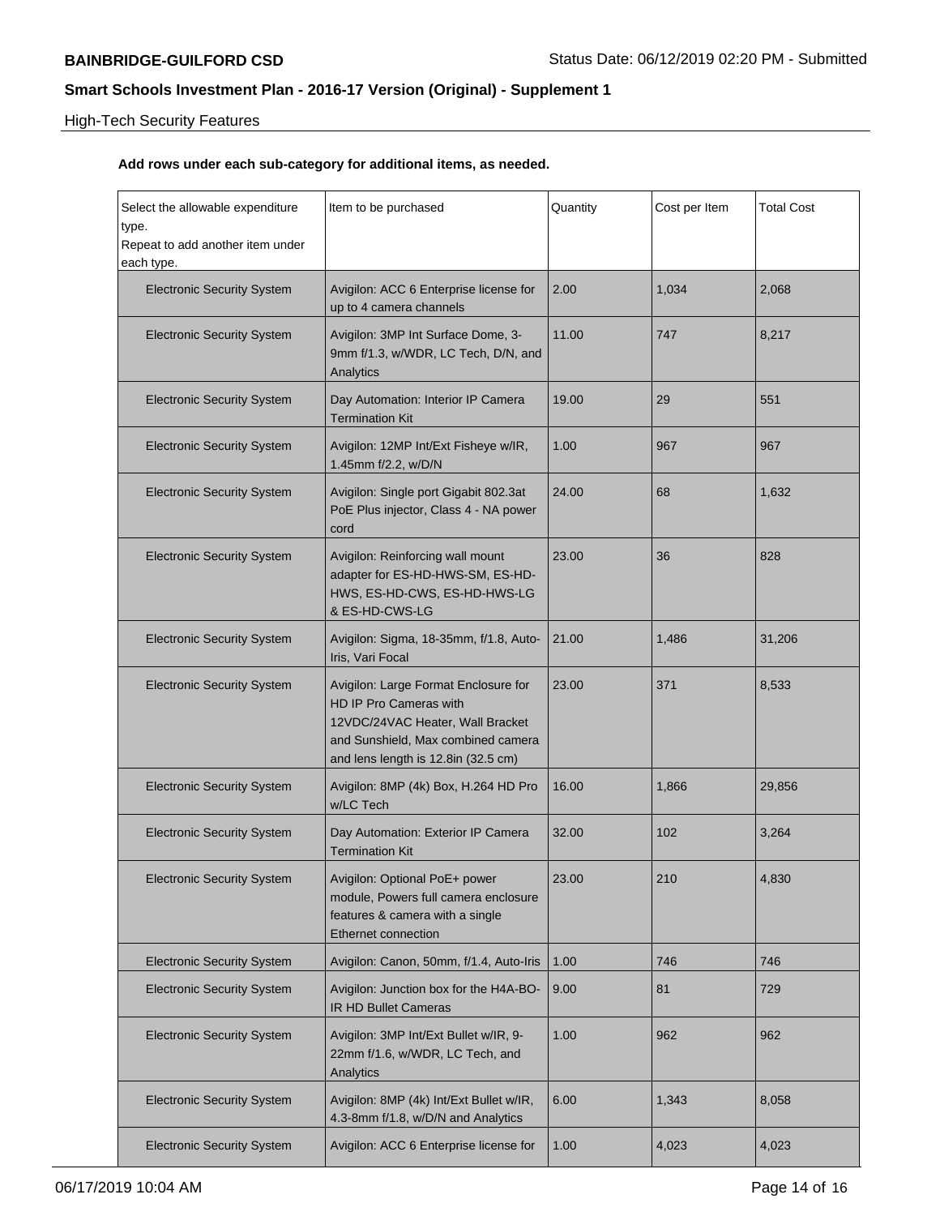High-Tech Security Features

**Add rows under each sub-category for additional items, as needed.**

| Select the allowable expenditure type. Repeat to add another item under each type. | Item to be purchased | Quantity | Cost per Item | Total Cost |
|---|---|---|---|---|
| Electronic Security System | Avigilon: ACC 6 Enterprise license for up to 4 camera channels | 2.00 | 1,034 | 2,068 |
| Electronic Security System | Avigilon: 3MP Int Surface Dome, 3-9mm f/1.3, w/WDR, LC Tech, D/N, and Analytics | 11.00 | 747 | 8,217 |
| Electronic Security System | Day Automation: Interior IP Camera Termination Kit | 19.00 | 29 | 551 |
| Electronic Security System | Avigilon: 12MP Int/Ext Fisheye w/IR, 1.45mm f/2.2, w/D/N | 1.00 | 967 | 967 |
| Electronic Security System | Avigilon: Single port Gigabit 802.3at PoE Plus injector, Class 4 - NA power cord | 24.00 | 68 | 1,632 |
| Electronic Security System | Avigilon: Reinforcing wall mount adapter for ES-HD-HWS-SM, ES-HD-HWS, ES-HD-CWS, ES-HD-HWS-LG & ES-HD-CWS-LG | 23.00 | 36 | 828 |
| Electronic Security System | Avigilon: Sigma, 18-35mm, f/1.8, Auto-Iris, Vari Focal | 21.00 | 1,486 | 31,206 |
| Electronic Security System | Avigilon: Large Format Enclosure for HD IP Pro Cameras with 12VDC/24VAC Heater, Wall Bracket and Sunshield, Max combined camera and lens length is 12.8in (32.5 cm) | 23.00 | 371 | 8,533 |
| Electronic Security System | Avigilon: 8MP (4k) Box, H.264 HD Pro w/LC Tech | 16.00 | 1,866 | 29,856 |
| Electronic Security System | Day Automation: Exterior IP Camera Termination Kit | 32.00 | 102 | 3,264 |
| Electronic Security System | Avigilon: Optional PoE+ power module, Powers full camera enclosure features & camera with a single Ethernet connection | 23.00 | 210 | 4,830 |
| Electronic Security System | Avigilon: Canon, 50mm, f/1.4, Auto-Iris | 1.00 | 746 | 746 |
| Electronic Security System | Avigilon: Junction box for the H4A-BO-IR HD Bullet Cameras | 9.00 | 81 | 729 |
| Electronic Security System | Avigilon: 3MP Int/Ext Bullet w/IR, 9-22mm f/1.6, w/WDR, LC Tech, and Analytics | 1.00 | 962 | 962 |
| Electronic Security System | Avigilon: 8MP (4k) Int/Ext Bullet w/IR, 4.3-8mm f/1.8, w/D/N and Analytics | 6.00 | 1,343 | 8,058 |
| Electronic Security System | Avigilon: ACC 6 Enterprise license for | 1.00 | 4,023 | 4,023 |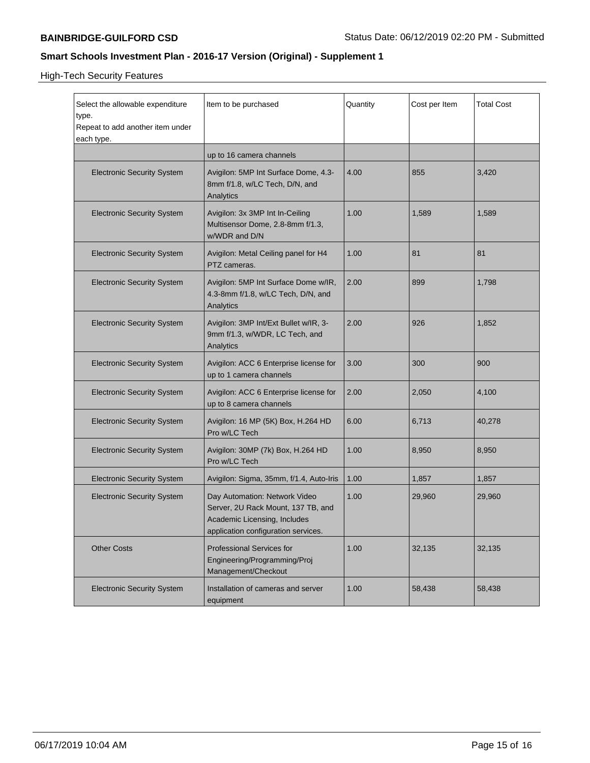**BAINBRIDGE-GUILFORD CSD** Status Date: 06/12/2019 02:20 PM - Submitted

## Smart Schools Investment Plan - 2016-17 Version (Original) - Supplement 1

High-Tech Security Features

| Select the allowable expenditure type. Repeat to add another item under each type. | Item to be purchased | Quantity | Cost per Item | Total Cost |
|---|---|---|---|---|
| | up to 16 camera channels | | | |
| Electronic Security System | Avigilon: 5MP Int Surface Dome, 4.3-8mm f/1.8, w/LC Tech, D/N, and Analytics | 4.00 | 855 | 3,420 |
| Electronic Security System | Avigilon: 3x 3MP Int In-Ceiling Multisensor Dome, 2.8-8mm f/1.3, w/WDR and D/N | 1.00 | 1,589 | 1,589 |
| Electronic Security System | Avigilon: Metal Ceiling panel for H4 PTZ cameras. | 1.00 | 81 | 81 |
| Electronic Security System | Avigilon: 5MP Int Surface Dome w/IR, 4.3-8mm f/1.8, w/LC Tech, D/N, and Analytics | 2.00 | 899 | 1,798 |
| Electronic Security System | Avigilon: 3MP Int/Ext Bullet w/IR, 3-9mm f/1.3, w/WDR, LC Tech, and Analytics | 2.00 | 926 | 1,852 |
| Electronic Security System | Avigilon: ACC 6 Enterprise license for up to 1 camera channels | 3.00 | 300 | 900 |
| Electronic Security System | Avigilon: ACC 6 Enterprise license for up to 8 camera channels | 2.00 | 2,050 | 4,100 |
| Electronic Security System | Avigilon: 16 MP (5K) Box, H.264 HD Pro w/LC Tech | 6.00 | 6,713 | 40,278 |
| Electronic Security System | Avigilon: 30MP (7k) Box, H.264 HD Pro w/LC Tech | 1.00 | 8,950 | 8,950 |
| Electronic Security System | Avigilon: Sigma, 35mm, f/1.4, Auto-Iris | 1.00 | 1,857 | 1,857 |
| Electronic Security System | Day Automation: Network Video Server, 2U Rack Mount, 137 TB, and Academic Licensing, Includes application configuration services. | 1.00 | 29,960 | 29,960 |
| Other Costs | Professional Services for Engineering/Programming/Proj Management/Checkout | 1.00 | 32,135 | 32,135 |
| Electronic Security System | Installation of cameras and server equipment | 1.00 | 58,438 | 58,438 |